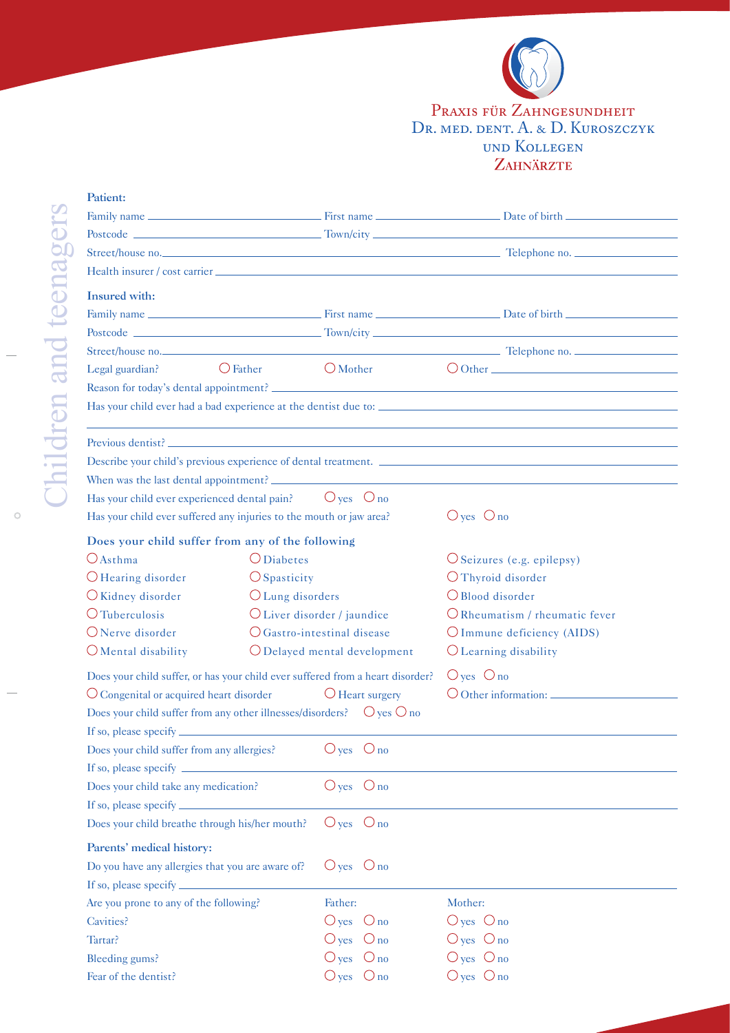# Praxis für Zahngesundheit
## Dr. med. dent. A. & D. Kuroszczyk und Kollegen
## Zahnärzte

Children and teenagers

**Patient:**

Family name \_\_\_\_\_\_\_\_\_\_ First name \_\_\_\_\_\_\_\_\_\_ Date of birth \_\_\_\_\_\_\_\_\_\_

Postcode \_\_\_\_\_\_\_\_\_\_ Town/city \_\_\_\_\_\_\_\_\_\_

Street/house no. \_\_\_\_\_\_\_\_\_\_ Telephone no. \_\_\_\_\_\_\_\_\_\_

Health insurer / cost carrier \_\_\_\_\_\_\_\_\_\_

**Insured with:**

Family name \_\_\_\_\_\_\_\_\_\_ First name \_\_\_\_\_\_\_\_\_\_ Date of birth \_\_\_\_\_\_\_\_\_\_

Postcode \_\_\_\_\_\_\_\_\_\_ Town/city \_\_\_\_\_\_\_\_\_\_

Street/house no. \_\_\_\_\_\_\_\_\_\_ Telephone no. \_\_\_\_\_\_\_\_\_\_

Legal guardian? ○ Father ○ Mother ○ Other \_\_\_\_\_\_\_\_\_\_

Reason for today's dental appointment? \_\_\_\_\_\_\_\_\_\_

Has your child ever had a bad experience at the dentist due to: \_\_\_\_\_\_\_\_\_\_

Previous dentist? \_\_\_\_\_\_\_\_\_\_

Describe your child's previous experience of dental treatment. \_\_\_\_\_\_\_\_\_\_

When was the last dental appointment? \_\_\_\_\_\_\_\_\_\_

Has your child ever experienced dental pain? ○ yes ○ no

Has your child ever suffered any injuries to the mouth or jaw area? ○ yes ○ no

### Does your child suffer from any of the following

| | | |
|---|---|---|
| ○ Asthma | ○ Diabetes | ○ Seizures (e.g. epilepsy) |
| ○ Hearing disorder | ○ Spasticity | ○ Thyroid disorder |
| ○ Kidney disorder | ○ Lung disorders | ○ Blood disorder |
| ○ Tuberculosis | ○ Liver disorder / jaundice | ○ Rheumatism / rheumatic fever |
| ○ Nerve disorder | ○ Gastro-intestinal disease | ○ Immune deficiency (AIDS) |
| ○ Mental disability | ○ Delayed mental development | ○ Learning disability |

Does your child suffer, or has your child ever suffered from a heart disorder? ○ yes ○ no

○ Congenital or acquired heart disorder ○ Heart surgery ○ Other information: \_\_\_\_\_\_\_\_\_\_

Does your child suffer from any other illnesses/disorders? ○ yes ○ no

If so, please specify \_\_\_\_\_\_\_\_\_\_

Does your child suffer from any allergies? ○ yes ○ no

If so, please specify \_\_\_\_\_\_\_\_\_\_

Does your child take any medication? ○ yes ○ no

If so, please specify \_\_\_\_\_\_\_\_\_\_

Does your child breathe through his/her mouth? ○ yes ○ no

**Parents' medical history:**

Do you have any allergies that you are aware of? ○ yes ○ no

If so, please specify \_\_\_\_\_\_\_\_\_\_

| Are you prone to any of the following? | Father: | Mother: |
|---|---|---|
| Cavities? | ○ yes ○ no | ○ yes ○ no |
| Tartar? | ○ yes ○ no | ○ yes ○ no |
| Bleeding gums? | ○ yes ○ no | ○ yes ○ no |
| Fear of the dentist? | ○ yes ○ no | ○ yes ○ no |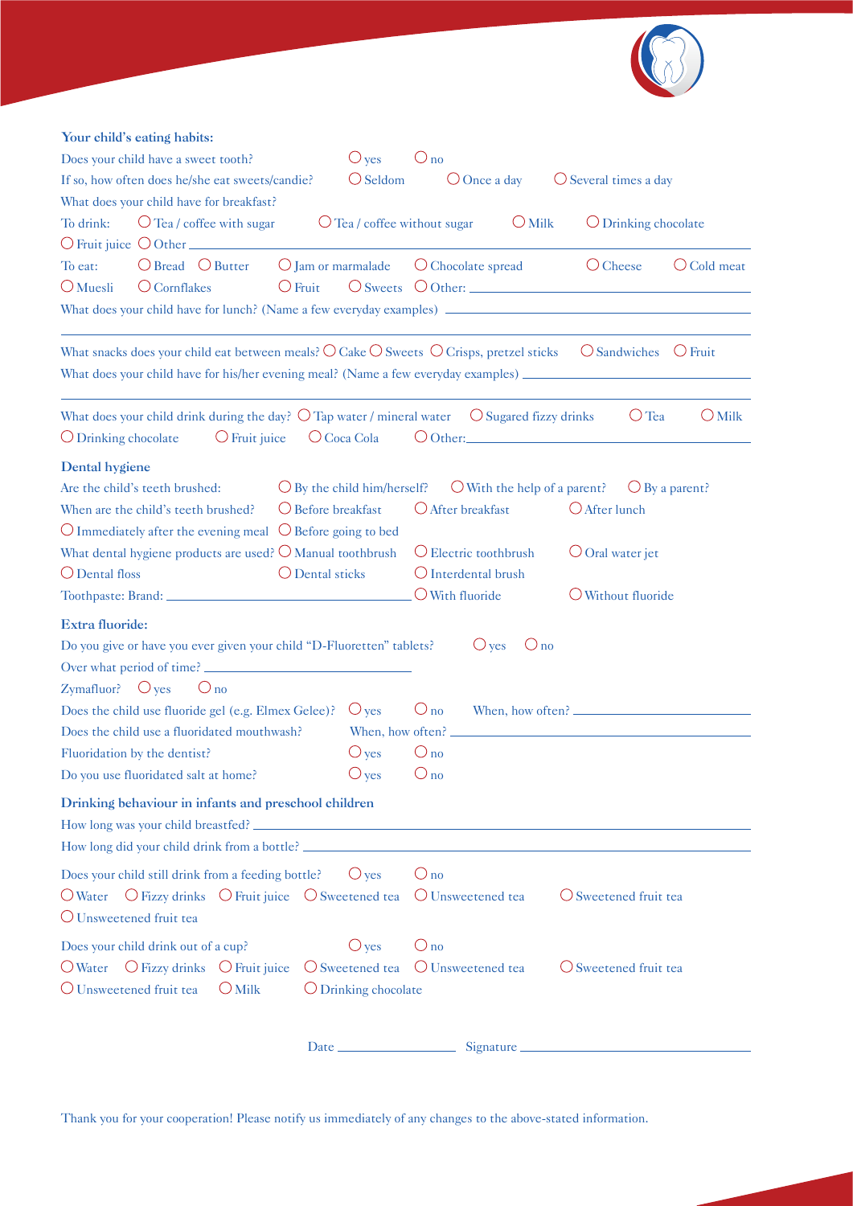**Your child's eating habits:**

Does your child have a sweet tooth? ○ yes ○ no

If so, how often does he/she eat sweets/candie? ○ Seldom ○ Once a day ○ Several times a day

What does your child have for breakfast?

To drink: ○ Tea / coffee with sugar ○ Tea / coffee without sugar ○ Milk ○ Drinking chocolate

○ Fruit juice ○ Other \_\_\_\_\_\_\_\_\_\_\_\_\_\_\_\_\_\_\_\_

To eat: ○ Bread ○ Butter ○ Jam or marmalade ○ Chocolate spread ○ Cheese ○ Cold meat

○ Muesli ○ Cornflakes ○ Fruit ○ Sweets ○ Other: \_\_\_\_\_\_\_\_\_\_\_\_\_\_\_\_\_\_\_\_

What does your child have for lunch? (Name a few everyday examples) \_\_\_\_\_\_\_\_\_\_\_\_\_\_\_\_\_\_\_\_

\_\_\_\_\_\_\_\_\_\_\_\_\_\_\_\_\_\_\_\_

What snacks does your child eat between meals? ○ Cake ○ Sweets ○ Crisps, pretzel sticks ○ Sandwiches ○ Fruit

What does your child have for his/her evening meal? (Name a few everyday examples) \_\_\_\_\_\_\_\_\_\_\_\_\_\_\_\_\_\_\_\_

\_\_\_\_\_\_\_\_\_\_\_\_\_\_\_\_\_\_\_\_

What does your child drink during the day? ○ Tap water / mineral water ○ Sugared fizzy drinks ○ Tea ○ Milk

○ Drinking chocolate ○ Fruit juice ○ Coca Cola ○ Other: \_\_\_\_\_\_\_\_\_\_\_\_\_\_\_\_\_\_\_\_

**Dental hygiene**

Are the child's teeth brushed: ○ By the child him/herself? ○ With the help of a parent? ○ By a parent?

When are the child's teeth brushed? ○ Before breakfast ○ After breakfast ○ After lunch

○ Immediately after the evening meal ○ Before going to bed

What dental hygiene products are used? ○ Manual toothbrush ○ Electric toothbrush ○ Oral water jet

○ Dental floss ○ Dental sticks ○ Interdental brush

Toothpaste: Brand: \_\_\_\_\_\_\_\_\_\_\_\_\_\_\_\_\_\_\_\_ ○ With fluoride ○ Without fluoride

**Extra fluoride:**

Do you give or have you ever given your child "D-Fluoretten" tablets? ○ yes ○ no

Over what period of time? \_\_\_\_\_\_\_\_\_\_\_\_\_\_\_\_\_\_\_\_

Zymafluor? ○ yes ○ no

Does the child use fluoride gel (e.g. Elmex Gelee)? ○ yes ○ no When, how often? \_\_\_\_\_\_\_\_\_\_\_\_\_\_\_\_\_\_\_\_

Does the child use a fluoridated mouthwash? When, how often? \_\_\_\_\_\_\_\_\_\_\_\_\_\_\_\_\_\_\_\_

Fluoridation by the dentist? ○ yes ○ no

Do you use fluoridated salt at home? ○ yes ○ no

**Drinking behaviour in infants and preschool children**

How long was your child breastfed? \_\_\_\_\_\_\_\_\_\_\_\_\_\_\_\_\_\_\_\_

How long did your child drink from a bottle? \_\_\_\_\_\_\_\_\_\_\_\_\_\_\_\_\_\_\_\_

Does your child still drink from a feeding bottle? ○ yes ○ no

○ Water ○ Fizzy drinks ○ Fruit juice ○ Sweetened tea ○ Unsweetened tea ○ Sweetened fruit tea

○ Unsweetened fruit tea

Does your child drink out of a cup? ○ yes ○ no

○ Water ○ Fizzy drinks ○ Fruit juice ○ Sweetened tea ○ Unsweetened tea ○ Sweetened fruit tea

○ Unsweetened fruit tea ○ Milk ○ Drinking chocolate

Date \_\_\_\_\_\_\_\_\_\_\_\_\_\_\_\_\_\_\_\_ Signature \_\_\_\_\_\_\_\_\_\_\_\_\_\_\_\_\_\_\_\_

Thank you for your cooperation! Please notify us immediately of any changes to the above-stated information.